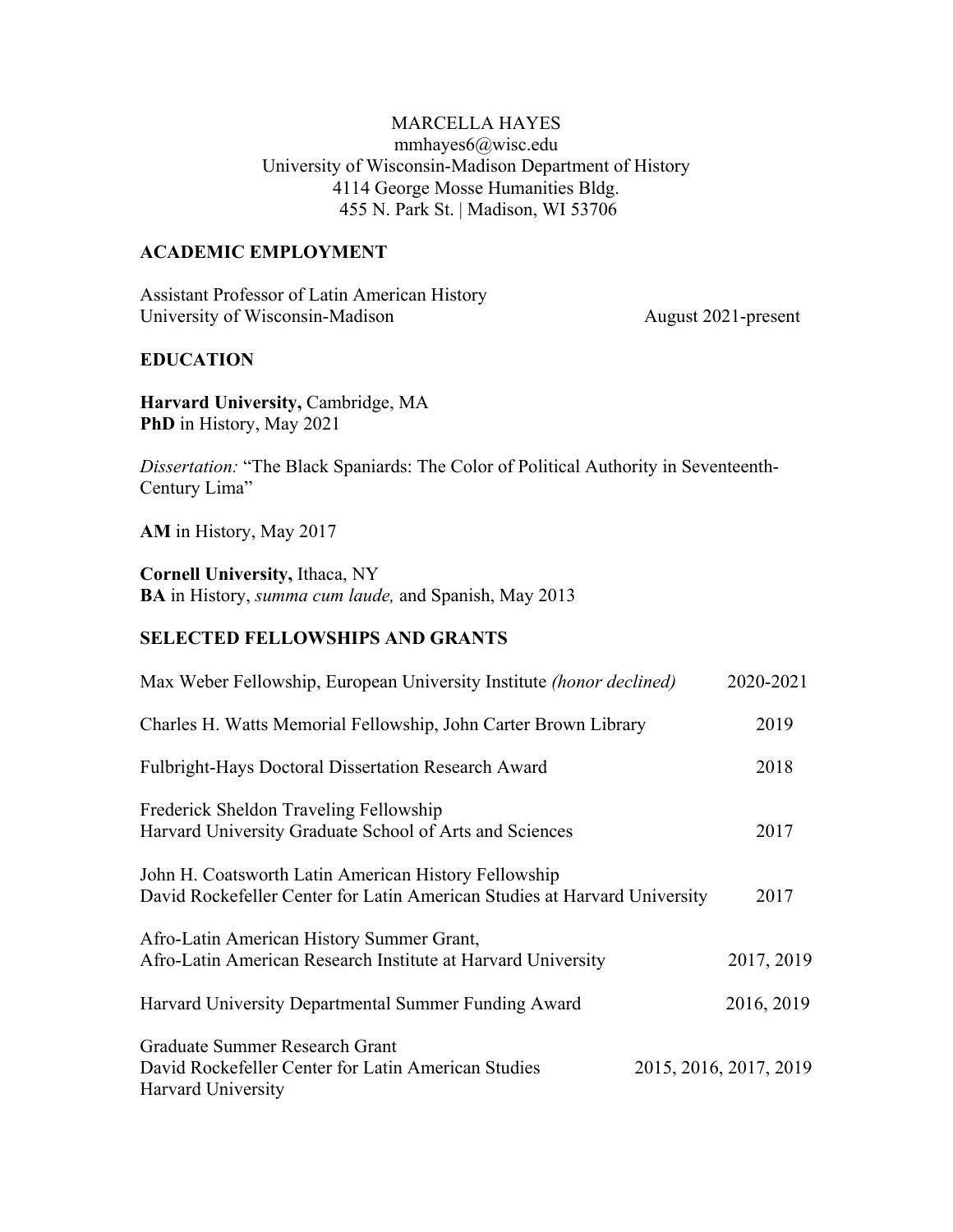MARCELLA HAYES
mmhayes6@wisc.edu
University of Wisconsin-Madison Department of History
4114 George Mosse Humanities Bldg.
455 N. Park St. | Madison, WI 53706

## ACADEMIC EMPLOYMENT

Assistant Professor of Latin American History
University of Wisconsin-Madison — August 2021-present

## EDUCATION

**Harvard University,** Cambridge, MA
**PhD** in History, May 2021

*Dissertation:* "The Black Spaniards: The Color of Political Authority in Seventeenth-Century Lima"

**AM** in History, May 2017

**Cornell University,** Ithaca, NY
**BA** in History, *summa cum laude,* and Spanish, May 2013

## SELECTED FELLOWSHIPS AND GRANTS

Max Weber Fellowship, European University Institute *(honor declined)* — 2020-2021

Charles H. Watts Memorial Fellowship, John Carter Brown Library — 2019

Fulbright-Hays Doctoral Dissertation Research Award — 2018

Frederick Sheldon Traveling Fellowship
Harvard University Graduate School of Arts and Sciences — 2017

John H. Coatsworth Latin American History Fellowship
David Rockefeller Center for Latin American Studies at Harvard University — 2017

Afro-Latin American History Summer Grant,
Afro-Latin American Research Institute at Harvard University — 2017, 2019

Harvard University Departmental Summer Funding Award — 2016, 2019

Graduate Summer Research Grant
David Rockefeller Center for Latin American Studies
Harvard University — 2015, 2016, 2017, 2019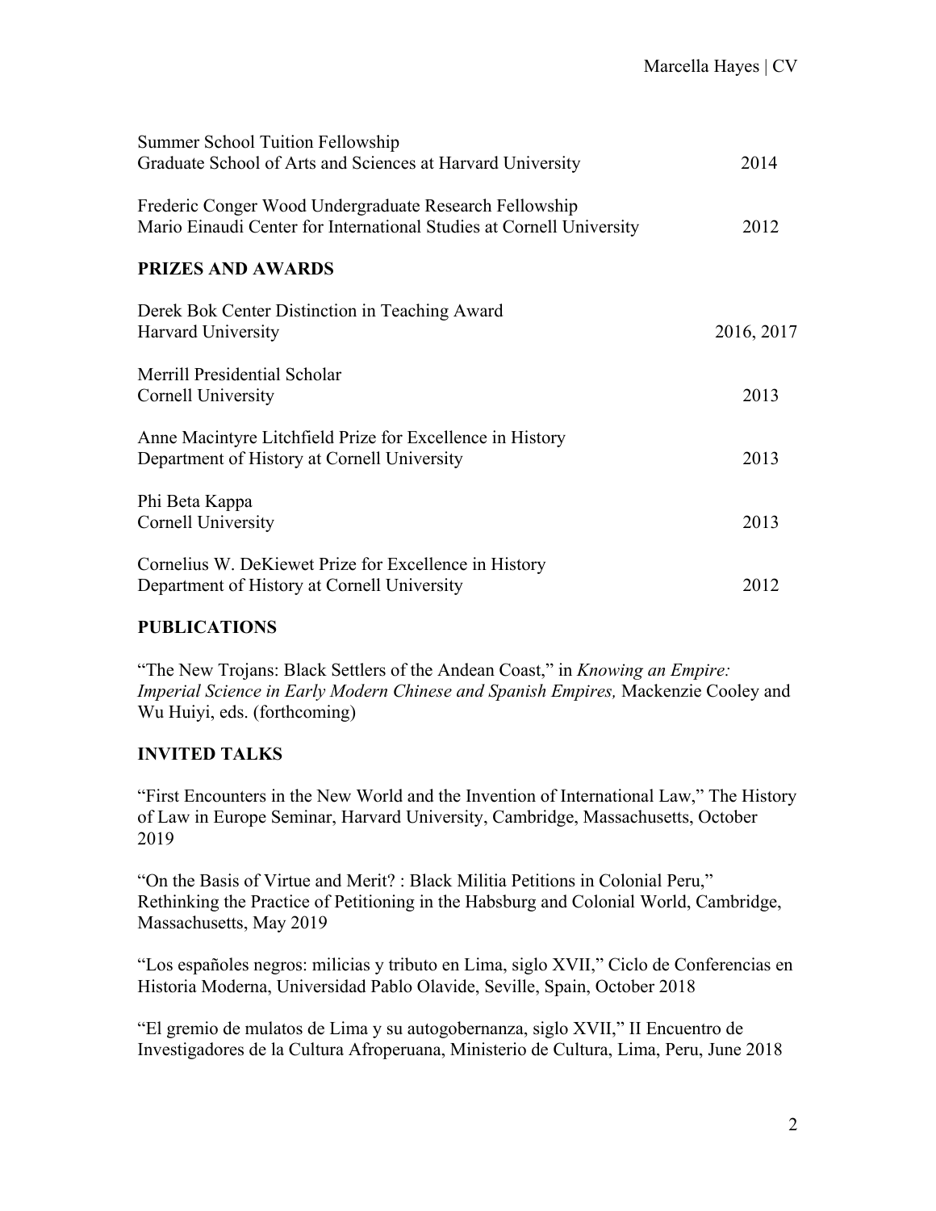Summer School Tuition Fellowship
Graduate School of Arts and Sciences at Harvard University — 2014

Frederic Conger Wood Undergraduate Research Fellowship
Mario Einaudi Center for International Studies at Cornell University — 2012

## PRIZES AND AWARDS

Derek Bok Center Distinction in Teaching Award
Harvard University — 2016, 2017

Merrill Presidential Scholar
Cornell University — 2013

Anne Macintyre Litchfield Prize for Excellence in History
Department of History at Cornell University — 2013

Phi Beta Kappa
Cornell University — 2013

Cornelius W. DeKiewet Prize for Excellence in History
Department of History at Cornell University — 2012

## PUBLICATIONS

"The New Trojans: Black Settlers of the Andean Coast," in *Knowing an Empire: Imperial Science in Early Modern Chinese and Spanish Empires,* Mackenzie Cooley and Wu Huiyi, eds. (forthcoming)

## INVITED TALKS

"First Encounters in the New World and the Invention of International Law," The History of Law in Europe Seminar, Harvard University, Cambridge, Massachusetts, October 2019

"On the Basis of Virtue and Merit? : Black Militia Petitions in Colonial Peru," Rethinking the Practice of Petitioning in the Habsburg and Colonial World, Cambridge, Massachusetts, May 2019

"Los españoles negros: milicias y tributo en Lima, siglo XVII," Ciclo de Conferencias en Historia Moderna, Universidad Pablo Olavide, Seville, Spain, October 2018

"El gremio de mulatos de Lima y su autogobernanza, siglo XVII," II Encuentro de Investigadores de la Cultura Afroperuana, Ministerio de Cultura, Lima, Peru, June 2018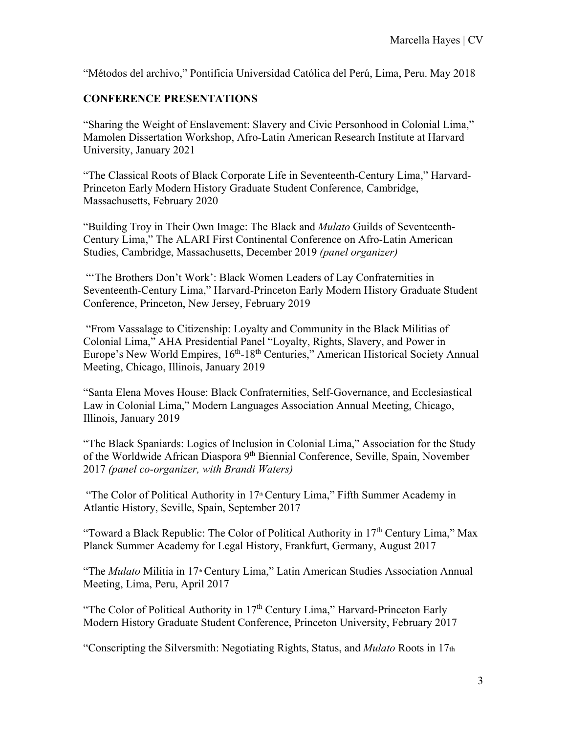"Métodos del archivo," Pontificia Universidad Católica del Perú, Lima, Peru. May 2018

## CONFERENCE PRESENTATIONS

"Sharing the Weight of Enslavement: Slavery and Civic Personhood in Colonial Lima," Mamolen Dissertation Workshop, Afro-Latin American Research Institute at Harvard University, January 2021

"The Classical Roots of Black Corporate Life in Seventeenth-Century Lima," Harvard-Princeton Early Modern History Graduate Student Conference, Cambridge, Massachusetts, February 2020

"Building Troy in Their Own Image: The Black and *Mulato* Guilds of Seventeenth-Century Lima," The ALARI First Continental Conference on Afro-Latin American Studies, Cambridge, Massachusetts, December 2019 *(panel organizer)*

"'The Brothers Don't Work': Black Women Leaders of Lay Confraternities in Seventeenth-Century Lima," Harvard-Princeton Early Modern History Graduate Student Conference, Princeton, New Jersey, February 2019

"From Vassalage to Citizenship: Loyalty and Community in the Black Militias of Colonial Lima," AHA Presidential Panel "Loyalty, Rights, Slavery, and Power in Europe's New World Empires, 16th-18th Centuries," American Historical Society Annual Meeting, Chicago, Illinois, January 2019

"Santa Elena Moves House: Black Confraternities, Self-Governance, and Ecclesiastical Law in Colonial Lima," Modern Languages Association Annual Meeting, Chicago, Illinois, January 2019

"The Black Spaniards: Logics of Inclusion in Colonial Lima," Association for the Study of the Worldwide African Diaspora 9th Biennial Conference, Seville, Spain, November 2017 *(panel co-organizer, with Brandi Waters)*

"The Color of Political Authority in 17th Century Lima," Fifth Summer Academy in Atlantic History, Seville, Spain, September 2017

"Toward a Black Republic: The Color of Political Authority in 17th Century Lima," Max Planck Summer Academy for Legal History, Frankfurt, Germany, August 2017

"The *Mulato* Militia in 17th Century Lima," Latin American Studies Association Annual Meeting, Lima, Peru, April 2017

"The Color of Political Authority in 17th Century Lima," Harvard-Princeton Early Modern History Graduate Student Conference, Princeton University, February 2017

"Conscripting the Silversmith: Negotiating Rights, Status, and *Mulato* Roots in 17th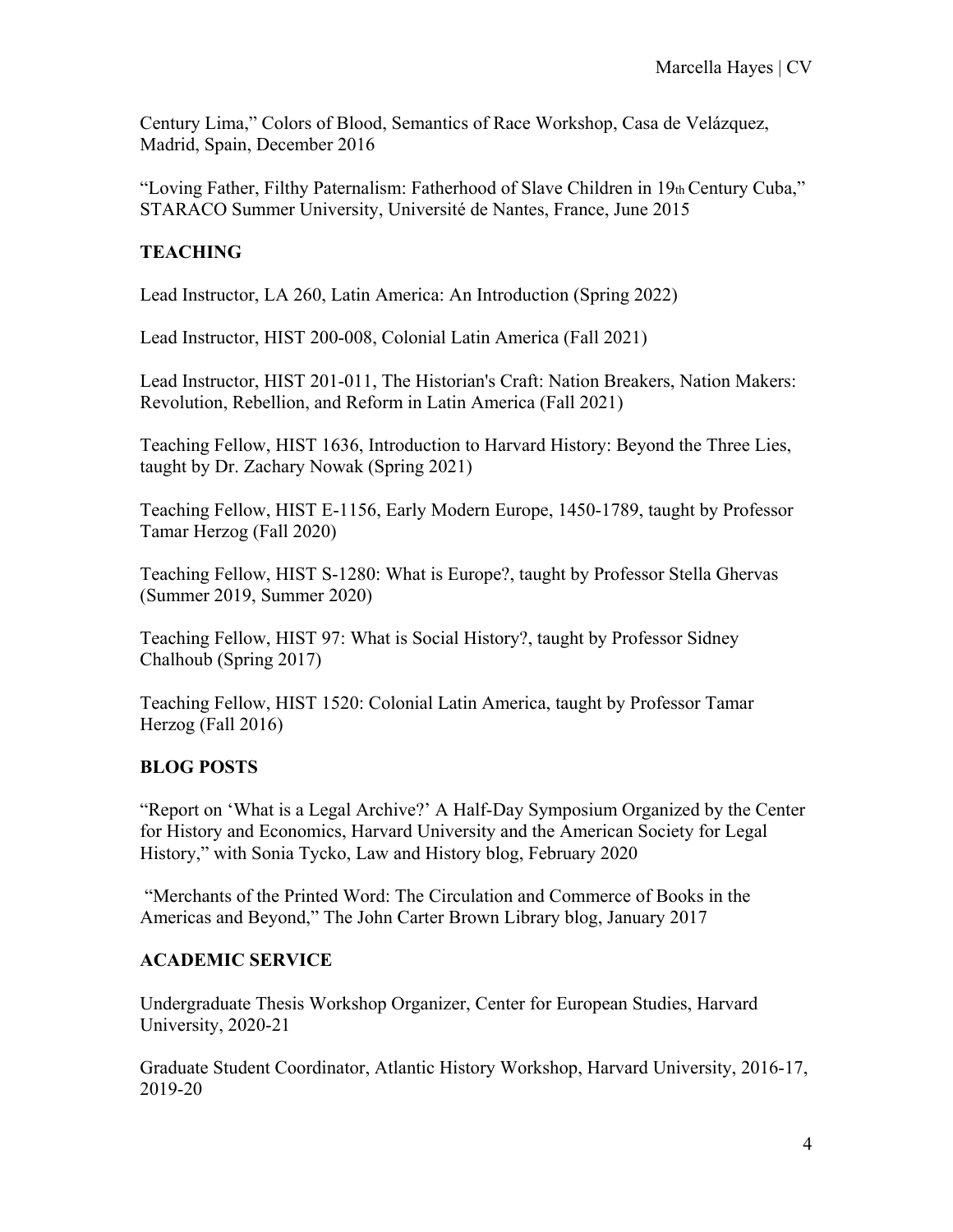Century Lima," Colors of Blood, Semantics of Race Workshop, Casa de Velázquez, Madrid, Spain, December 2016

"Loving Father, Filthy Paternalism: Fatherhood of Slave Children in 19th Century Cuba," STARACO Summer University, Université de Nantes, France, June 2015

## TEACHING

Lead Instructor, LA 260, Latin America: An Introduction (Spring 2022)

Lead Instructor, HIST 200-008, Colonial Latin America (Fall 2021)

Lead Instructor, HIST 201-011, The Historian's Craft: Nation Breakers, Nation Makers: Revolution, Rebellion, and Reform in Latin America (Fall 2021)

Teaching Fellow, HIST 1636, Introduction to Harvard History: Beyond the Three Lies, taught by Dr. Zachary Nowak (Spring 2021)

Teaching Fellow, HIST E-1156, Early Modern Europe, 1450-1789, taught by Professor Tamar Herzog (Fall 2020)

Teaching Fellow, HIST S-1280: What is Europe?, taught by Professor Stella Ghervas (Summer 2019, Summer 2020)

Teaching Fellow, HIST 97: What is Social History?, taught by Professor Sidney Chalhoub (Spring 2017)

Teaching Fellow, HIST 1520: Colonial Latin America, taught by Professor Tamar Herzog (Fall 2016)

## BLOG POSTS

"Report on 'What is a Legal Archive?' A Half-Day Symposium Organized by the Center for History and Economics, Harvard University and the American Society for Legal History," with Sonia Tycko, Law and History blog, February 2020

"Merchants of the Printed Word: The Circulation and Commerce of Books in the Americas and Beyond," The John Carter Brown Library blog, January 2017

## ACADEMIC SERVICE

Undergraduate Thesis Workshop Organizer, Center for European Studies, Harvard University, 2020-21

Graduate Student Coordinator, Atlantic History Workshop, Harvard University, 2016-17, 2019-20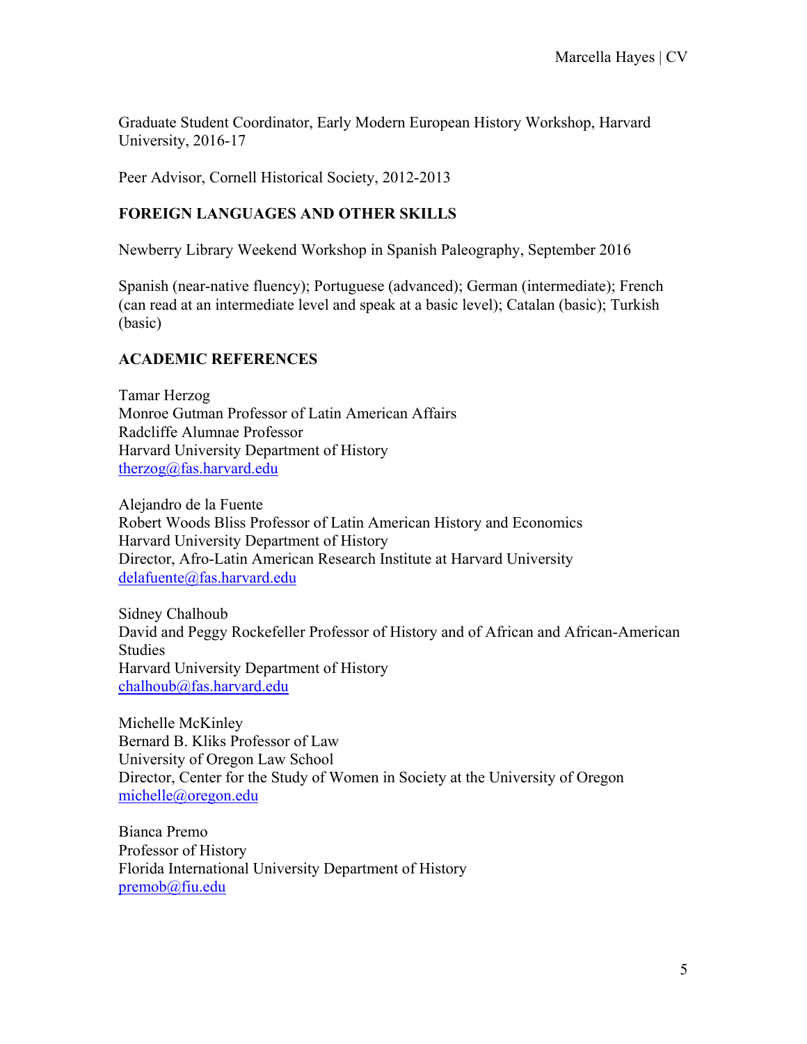Graduate Student Coordinator, Early Modern European History Workshop, Harvard University, 2016-17

Peer Advisor, Cornell Historical Society, 2012-2013

## FOREIGN LANGUAGES AND OTHER SKILLS

Newberry Library Weekend Workshop in Spanish Paleography, September 2016

Spanish (near-native fluency); Portuguese (advanced); German (intermediate); French (can read at an intermediate level and speak at a basic level); Catalan (basic); Turkish (basic)

## ACADEMIC REFERENCES

Tamar Herzog  
Monroe Gutman Professor of Latin American Affairs  
Radcliffe Alumnae Professor  
Harvard University Department of History  
therzog@fas.harvard.edu

Alejandro de la Fuente  
Robert Woods Bliss Professor of Latin American History and Economics  
Harvard University Department of History  
Director, Afro-Latin American Research Institute at Harvard University  
delafuente@fas.harvard.edu

Sidney Chalhoub  
David and Peggy Rockefeller Professor of History and of African and African-American Studies  
Harvard University Department of History  
chalhoub@fas.harvard.edu

Michelle McKinley  
Bernard B. Kliks Professor of Law  
University of Oregon Law School  
Director, Center for the Study of Women in Society at the University of Oregon  
michelle@oregon.edu

Bianca Premo  
Professor of History  
Florida International University Department of History  
premob@fiu.edu